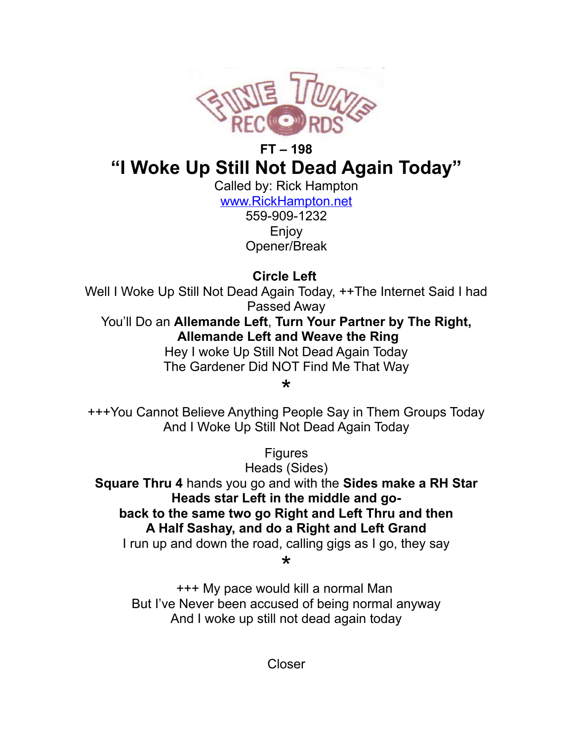FINE TUNE RECORDS

**FT – 198**

# "I Woke Up Still Not Dead Again Today"

Called by: Rick Hampton
[www.RickHampton.net](http://www.RickHampton.net)
559-909-1232
Enjoy
Opener/Break

**Circle Left**
Well I Woke Up Still Not Dead Again Today, ++The Internet Said I had Passed Away
You'll Do an **Allemande Left**, **Turn Your Partner by The Right, Allemande Left and Weave the Ring**
Hey I woke Up Still Not Dead Again Today
The Gardener Did NOT Find Me That Way

*

+++You Cannot Believe Anything People Say in Them Groups Today
And I Woke Up Still Not Dead Again Today

Figures
Heads (Sides)
**Square Thru 4** hands you go and with the **Sides make a RH Star**
**Heads star Left in the middle and go-**
**back to the same two go Right and Left Thru and then**
**A Half Sashay, and do a Right and Left Grand**
I run up and down the road, calling gigs as I go, they say

*

+++ My pace would kill a normal Man
But I've Never been accused of being normal anyway
And I woke up still not dead again today

Closer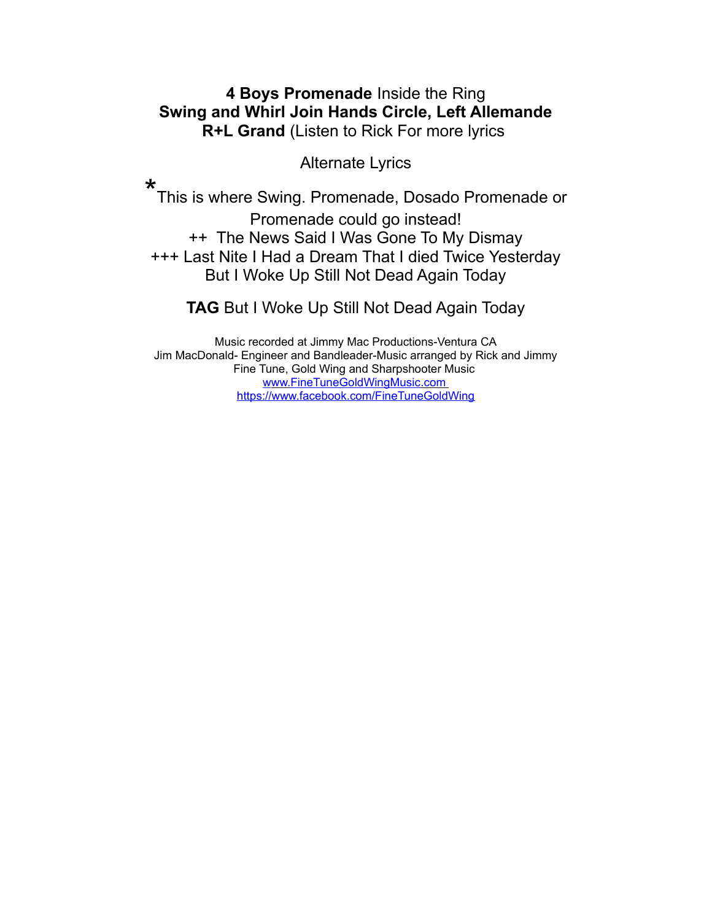**4 Boys Promenade** Inside the Ring
**Swing and Whirl Join Hands Circle, Left Allemande**
**R+L Grand** (Listen to Rick For more lyrics

Alternate Lyrics

*This is where Swing. Promenade, Dosado Promenade or Promenade could go instead!
++ The News Said I Was Gone To My Dismay
+++ Last Nite I Had a Dream That I died Twice Yesterday
But I Woke Up Still Not Dead Again Today

**TAG** But I Woke Up Still Not Dead Again Today

Music recorded at Jimmy Mac Productions-Ventura CA
Jim MacDonald- Engineer and Bandleader-Music arranged by Rick and Jimmy
Fine Tune, Gold Wing and Sharpshooter Music
www.FineTuneGoldWingMusic.com
https://www.facebook.com/FineTuneGoldWing